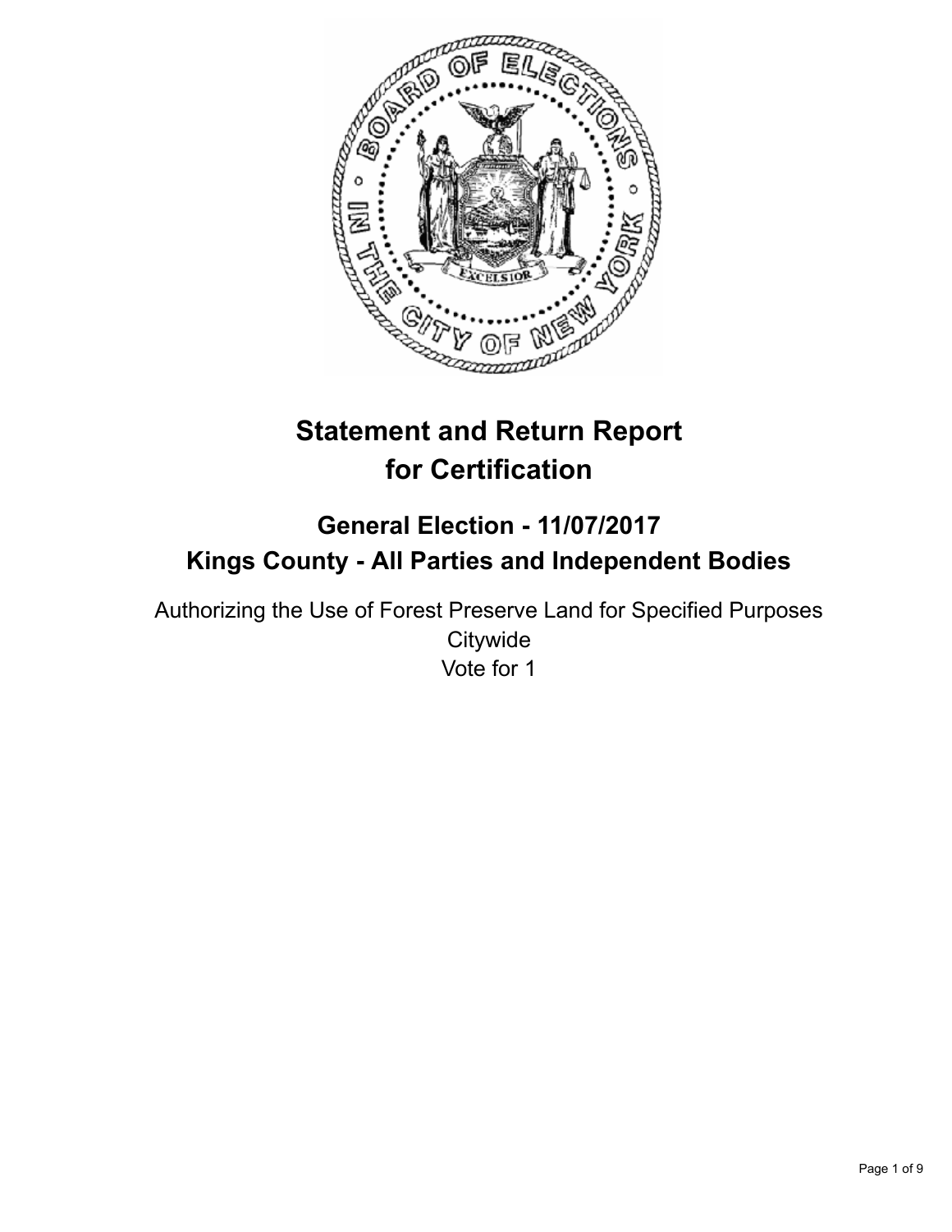# Statement and Return Report for Certification

## General Election - 11/07/2017
## Kings County - All Parties and Independent Bodies

Authorizing the Use of Forest Preserve Land for Specified Purposes
Citywide
Vote for 1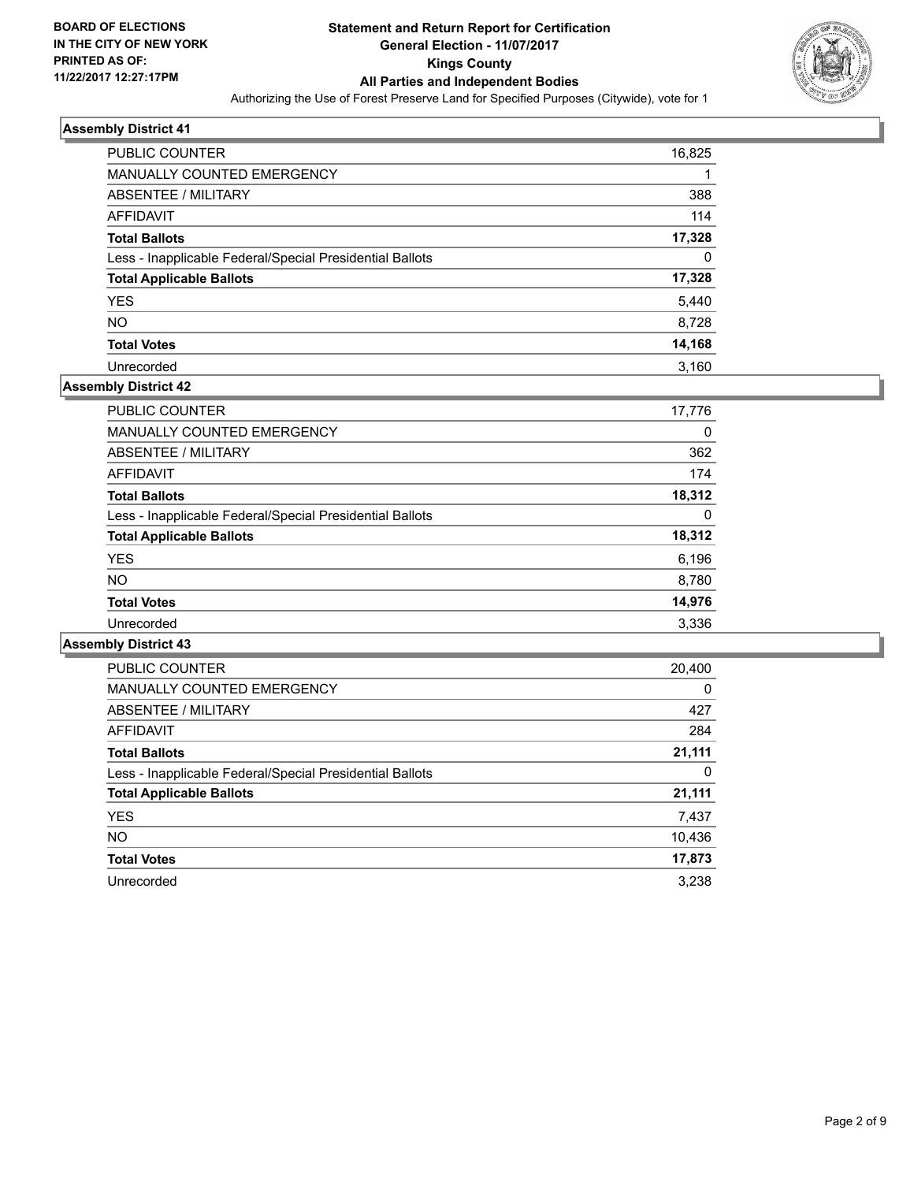**BOARD OF ELECTIONS IN THE CITY OF NEW YORK PRINTED AS OF: 11/22/2017 12:27:17PM**

# Statement and Return Report for Certification
## General Election - 11/07/2017
## Kings County
## All Parties and Independent Bodies
Authorizing the Use of Forest Preserve Land for Specified Purposes (Citywide), vote for 1

### Assembly District 41

| | |
|---|---|
| PUBLIC COUNTER | 16,825 |
| MANUALLY COUNTED EMERGENCY | 1 |
| ABSENTEE / MILITARY | 388 |
| AFFIDAVIT | 114 |
| **Total Ballots** | **17,328** |
| Less - Inapplicable Federal/Special Presidential Ballots | 0 |
| **Total Applicable Ballots** | **17,328** |
| YES | 5,440 |
| NO | 8,728 |
| **Total Votes** | **14,168** |
| Unrecorded | 3,160 |

### Assembly District 42

| | |
|---|---|
| PUBLIC COUNTER | 17,776 |
| MANUALLY COUNTED EMERGENCY | 0 |
| ABSENTEE / MILITARY | 362 |
| AFFIDAVIT | 174 |
| **Total Ballots** | **18,312** |
| Less - Inapplicable Federal/Special Presidential Ballots | 0 |
| **Total Applicable Ballots** | **18,312** |
| YES | 6,196 |
| NO | 8,780 |
| **Total Votes** | **14,976** |
| Unrecorded | 3,336 |

### Assembly District 43

| | |
|---|---|
| PUBLIC COUNTER | 20,400 |
| MANUALLY COUNTED EMERGENCY | 0 |
| ABSENTEE / MILITARY | 427 |
| AFFIDAVIT | 284 |
| **Total Ballots** | **21,111** |
| Less - Inapplicable Federal/Special Presidential Ballots | 0 |
| **Total Applicable Ballots** | **21,111** |
| YES | 7,437 |
| NO | 10,436 |
| **Total Votes** | **17,873** |
| Unrecorded | 3,238 |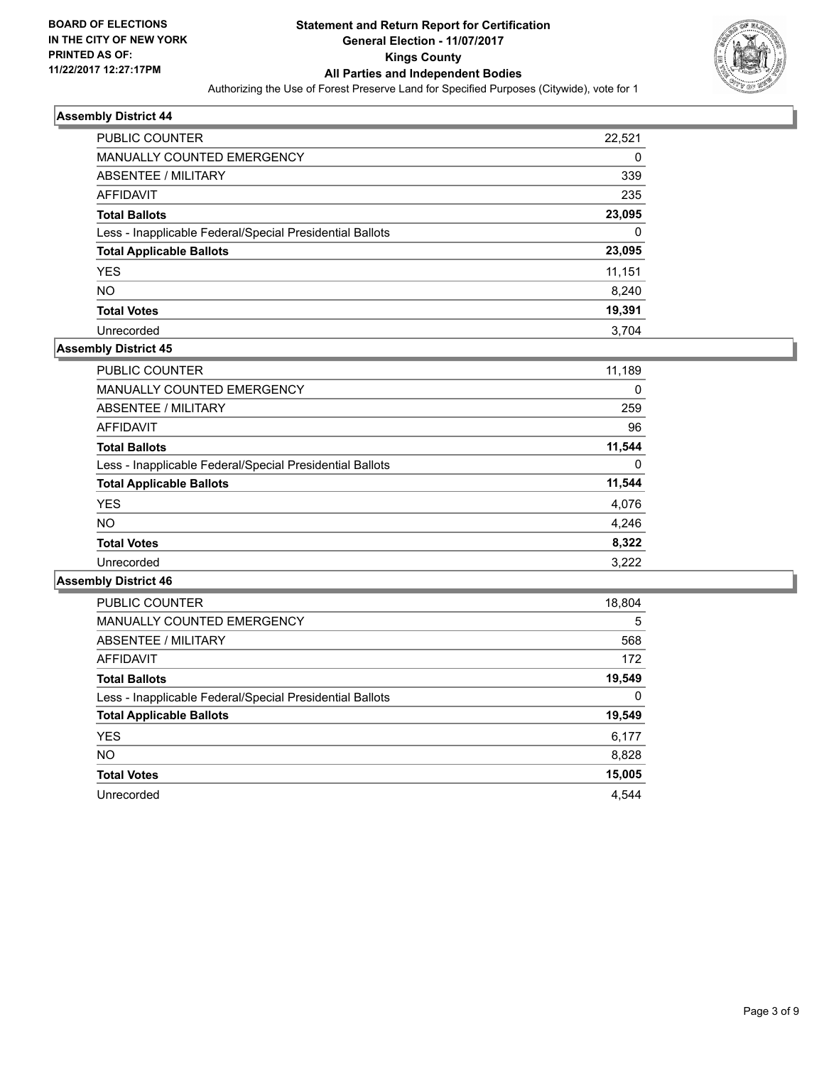**BOARD OF ELECTIONS IN THE CITY OF NEW YORK PRINTED AS OF: 11/22/2017 12:27:17PM**

# Statement and Return Report for Certification
## General Election - 11/07/2017
## Kings County
## All Parties and Independent Bodies
Authorizing the Use of Forest Preserve Land for Specified Purposes (Citywide), vote for 1

### Assembly District 44

| | |
|---|---|
| PUBLIC COUNTER | 22,521 |
| MANUALLY COUNTED EMERGENCY | 0 |
| ABSENTEE / MILITARY | 339 |
| AFFIDAVIT | 235 |
| **Total Ballots** | **23,095** |
| Less - Inapplicable Federal/Special Presidential Ballots | 0 |
| **Total Applicable Ballots** | **23,095** |
| YES | 11,151 |
| NO | 8,240 |
| **Total Votes** | **19,391** |
| Unrecorded | 3,704 |

### Assembly District 45

| | |
|---|---|
| PUBLIC COUNTER | 11,189 |
| MANUALLY COUNTED EMERGENCY | 0 |
| ABSENTEE / MILITARY | 259 |
| AFFIDAVIT | 96 |
| **Total Ballots** | **11,544** |
| Less - Inapplicable Federal/Special Presidential Ballots | 0 |
| **Total Applicable Ballots** | **11,544** |
| YES | 4,076 |
| NO | 4,246 |
| **Total Votes** | **8,322** |
| Unrecorded | 3,222 |

### Assembly District 46

| | |
|---|---|
| PUBLIC COUNTER | 18,804 |
| MANUALLY COUNTED EMERGENCY | 5 |
| ABSENTEE / MILITARY | 568 |
| AFFIDAVIT | 172 |
| **Total Ballots** | **19,549** |
| Less - Inapplicable Federal/Special Presidential Ballots | 0 |
| **Total Applicable Ballots** | **19,549** |
| YES | 6,177 |
| NO | 8,828 |
| **Total Votes** | **15,005** |
| Unrecorded | 4,544 |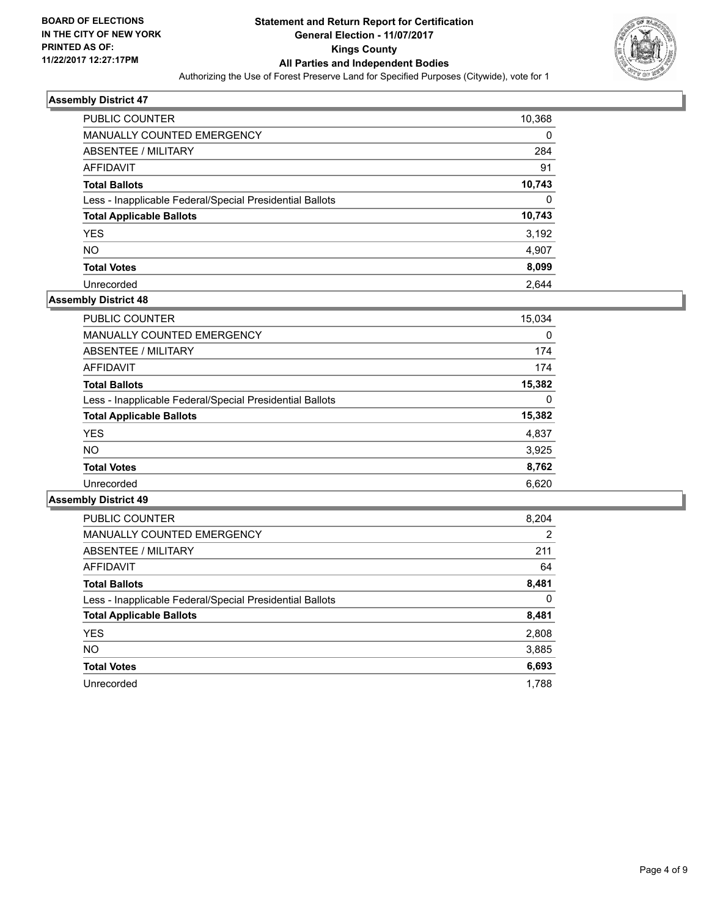**BOARD OF ELECTIONS IN THE CITY OF NEW YORK PRINTED AS OF: 11/22/2017 12:27:17PM**

# Statement and Return Report for Certification
## General Election - 11/07/2017
## Kings County
## All Parties and Independent Bodies
Authorizing the Use of Forest Preserve Land for Specified Purposes (Citywide), vote for 1

### Assembly District 47

| | |
|---|---|
| PUBLIC COUNTER | 10,368 |
| MANUALLY COUNTED EMERGENCY | 0 |
| ABSENTEE / MILITARY | 284 |
| AFFIDAVIT | 91 |
| **Total Ballots** | **10,743** |
| Less - Inapplicable Federal/Special Presidential Ballots | 0 |
| **Total Applicable Ballots** | **10,743** |
| YES | 3,192 |
| NO | 4,907 |
| **Total Votes** | **8,099** |
| Unrecorded | 2,644 |

### Assembly District 48

| | |
|---|---|
| PUBLIC COUNTER | 15,034 |
| MANUALLY COUNTED EMERGENCY | 0 |
| ABSENTEE / MILITARY | 174 |
| AFFIDAVIT | 174 |
| **Total Ballots** | **15,382** |
| Less - Inapplicable Federal/Special Presidential Ballots | 0 |
| **Total Applicable Ballots** | **15,382** |
| YES | 4,837 |
| NO | 3,925 |
| **Total Votes** | **8,762** |
| Unrecorded | 6,620 |

### Assembly District 49

| | |
|---|---|
| PUBLIC COUNTER | 8,204 |
| MANUALLY COUNTED EMERGENCY | 2 |
| ABSENTEE / MILITARY | 211 |
| AFFIDAVIT | 64 |
| **Total Ballots** | **8,481** |
| Less - Inapplicable Federal/Special Presidential Ballots | 0 |
| **Total Applicable Ballots** | **8,481** |
| YES | 2,808 |
| NO | 3,885 |
| **Total Votes** | **6,693** |
| Unrecorded | 1,788 |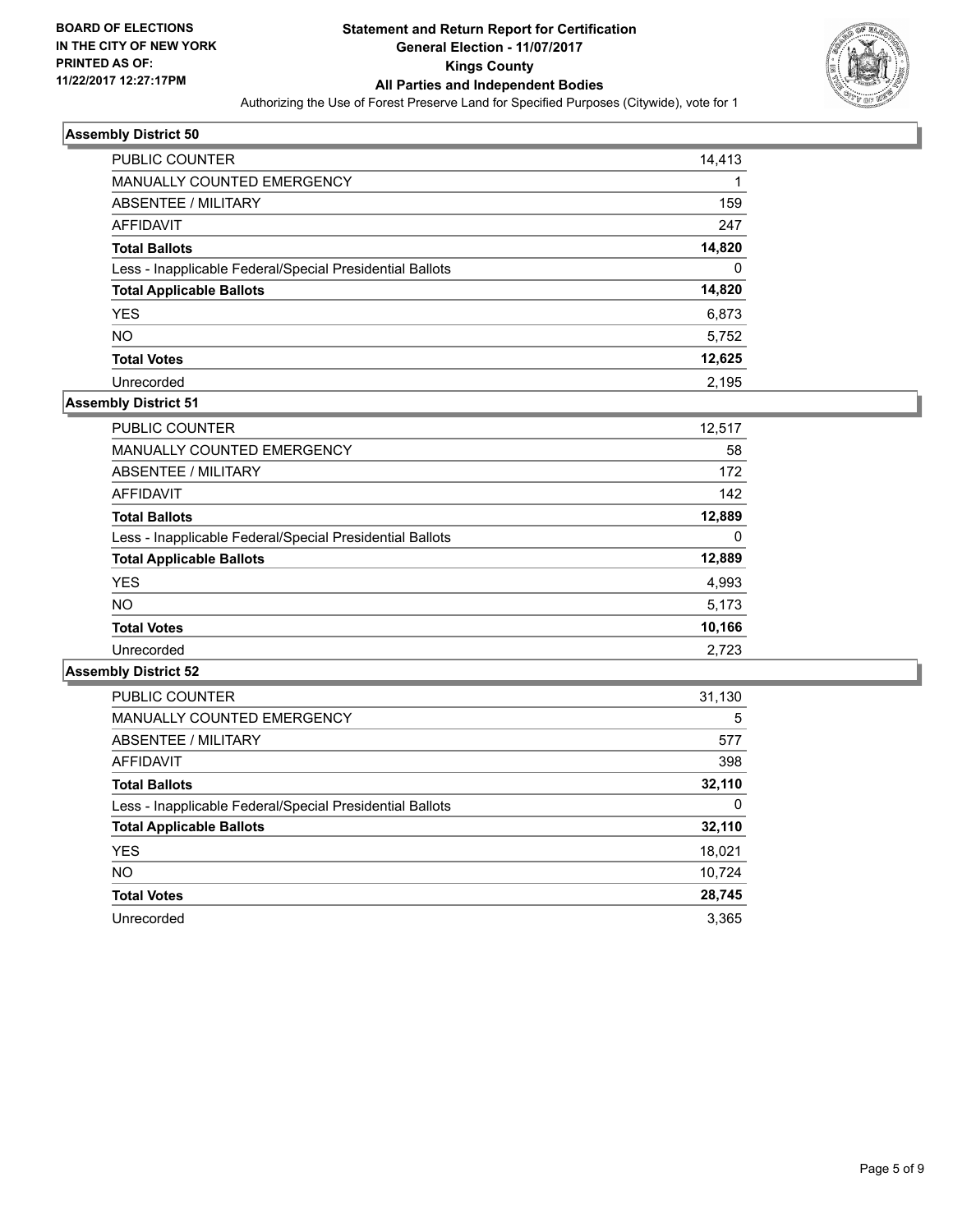BOARD OF ELECTIONS
IN THE CITY OF NEW YORK
PRINTED AS OF:
11/22/2017 12:27:17PM

**Statement and Return Report for Certification**
**General Election - 11/07/2017**
**Kings County**
**All Parties and Independent Bodies**
Authorizing the Use of Forest Preserve Land for Specified Purposes (Citywide), vote for 1

### Assembly District 50

| | |
|---|---|
| PUBLIC COUNTER | 14,413 |
| MANUALLY COUNTED EMERGENCY | 1 |
| ABSENTEE / MILITARY | 159 |
| AFFIDAVIT | 247 |
| **Total Ballots** | **14,820** |
| Less - Inapplicable Federal/Special Presidential Ballots | 0 |
| **Total Applicable Ballots** | **14,820** |
| YES | 6,873 |
| NO | 5,752 |
| **Total Votes** | **12,625** |
| Unrecorded | 2,195 |

### Assembly District 51

| | |
|---|---|
| PUBLIC COUNTER | 12,517 |
| MANUALLY COUNTED EMERGENCY | 58 |
| ABSENTEE / MILITARY | 172 |
| AFFIDAVIT | 142 |
| **Total Ballots** | **12,889** |
| Less - Inapplicable Federal/Special Presidential Ballots | 0 |
| **Total Applicable Ballots** | **12,889** |
| YES | 4,993 |
| NO | 5,173 |
| **Total Votes** | **10,166** |
| Unrecorded | 2,723 |

### Assembly District 52

| | |
|---|---|
| PUBLIC COUNTER | 31,130 |
| MANUALLY COUNTED EMERGENCY | 5 |
| ABSENTEE / MILITARY | 577 |
| AFFIDAVIT | 398 |
| **Total Ballots** | **32,110** |
| Less - Inapplicable Federal/Special Presidential Ballots | 0 |
| **Total Applicable Ballots** | **32,110** |
| YES | 18,021 |
| NO | 10,724 |
| **Total Votes** | **28,745** |
| Unrecorded | 3,365 |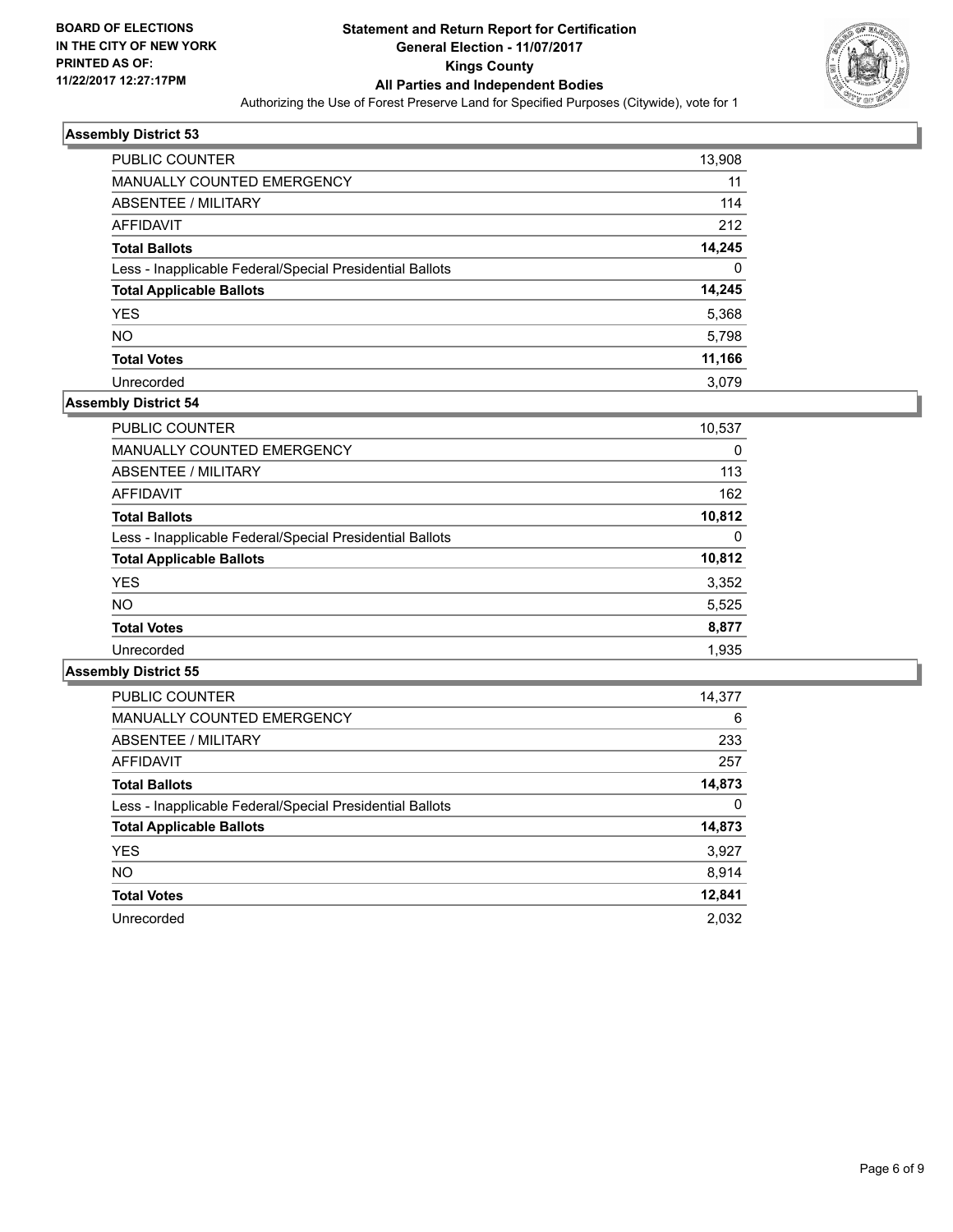**BOARD OF ELECTIONS IN THE CITY OF NEW YORK PRINTED AS OF: 11/22/2017 12:27:17PM**

# Statement and Return Report for Certification
## General Election - 11/07/2017
## Kings County
## All Parties and Independent Bodies

Authorizing the Use of Forest Preserve Land for Specified Purposes (Citywide), vote for 1

### Assembly District 53

| | |
|---|---|
| PUBLIC COUNTER | 13,908 |
| MANUALLY COUNTED EMERGENCY | 11 |
| ABSENTEE / MILITARY | 114 |
| AFFIDAVIT | 212 |
| **Total Ballots** | **14,245** |
| Less - Inapplicable Federal/Special Presidential Ballots | 0 |
| **Total Applicable Ballots** | **14,245** |
| YES | 5,368 |
| NO | 5,798 |
| **Total Votes** | **11,166** |
| Unrecorded | 3,079 |

### Assembly District 54

| | |
|---|---|
| PUBLIC COUNTER | 10,537 |
| MANUALLY COUNTED EMERGENCY | 0 |
| ABSENTEE / MILITARY | 113 |
| AFFIDAVIT | 162 |
| **Total Ballots** | **10,812** |
| Less - Inapplicable Federal/Special Presidential Ballots | 0 |
| **Total Applicable Ballots** | **10,812** |
| YES | 3,352 |
| NO | 5,525 |
| **Total Votes** | **8,877** |
| Unrecorded | 1,935 |

### Assembly District 55

| | |
|---|---|
| PUBLIC COUNTER | 14,377 |
| MANUALLY COUNTED EMERGENCY | 6 |
| ABSENTEE / MILITARY | 233 |
| AFFIDAVIT | 257 |
| **Total Ballots** | **14,873** |
| Less - Inapplicable Federal/Special Presidential Ballots | 0 |
| **Total Applicable Ballots** | **14,873** |
| YES | 3,927 |
| NO | 8,914 |
| **Total Votes** | **12,841** |
| Unrecorded | 2,032 |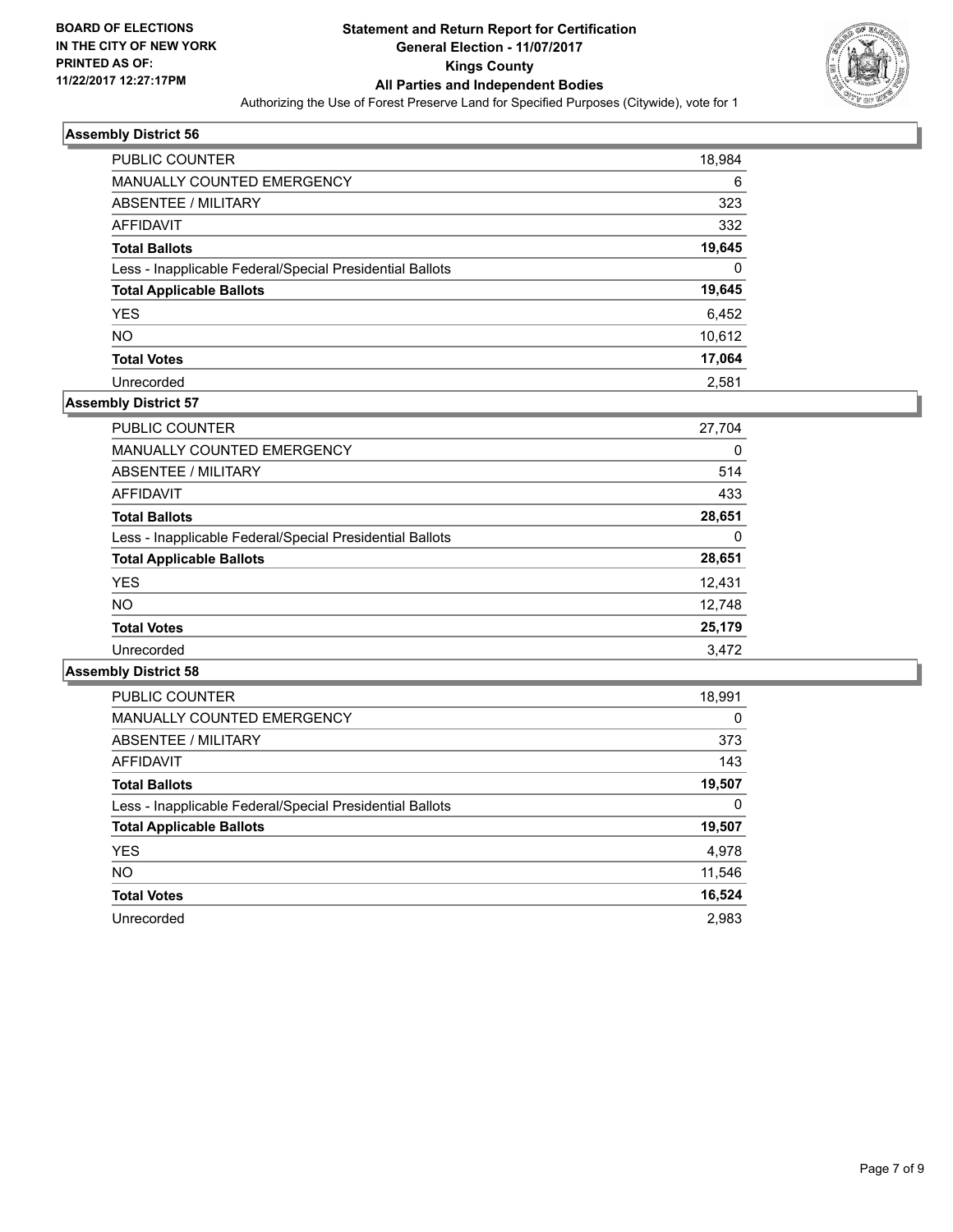**BOARD OF ELECTIONS IN THE CITY OF NEW YORK PRINTED AS OF: 11/22/2017 12:27:17PM**

# Statement and Return Report for Certification
## General Election - 11/07/2017
## Kings County
## All Parties and Independent Bodies
Authorizing the Use of Forest Preserve Land for Specified Purposes (Citywide), vote for 1

### Assembly District 56

| | |
|---|---|
| PUBLIC COUNTER | 18,984 |
| MANUALLY COUNTED EMERGENCY | 6 |
| ABSENTEE / MILITARY | 323 |
| AFFIDAVIT | 332 |
| **Total Ballots** | **19,645** |
| Less - Inapplicable Federal/Special Presidential Ballots | 0 |
| **Total Applicable Ballots** | **19,645** |
| YES | 6,452 |
| NO | 10,612 |
| **Total Votes** | **17,064** |
| Unrecorded | 2,581 |

### Assembly District 57

| | |
|---|---|
| PUBLIC COUNTER | 27,704 |
| MANUALLY COUNTED EMERGENCY | 0 |
| ABSENTEE / MILITARY | 514 |
| AFFIDAVIT | 433 |
| **Total Ballots** | **28,651** |
| Less - Inapplicable Federal/Special Presidential Ballots | 0 |
| **Total Applicable Ballots** | **28,651** |
| YES | 12,431 |
| NO | 12,748 |
| **Total Votes** | **25,179** |
| Unrecorded | 3,472 |

### Assembly District 58

| | |
|---|---|
| PUBLIC COUNTER | 18,991 |
| MANUALLY COUNTED EMERGENCY | 0 |
| ABSENTEE / MILITARY | 373 |
| AFFIDAVIT | 143 |
| **Total Ballots** | **19,507** |
| Less - Inapplicable Federal/Special Presidential Ballots | 0 |
| **Total Applicable Ballots** | **19,507** |
| YES | 4,978 |
| NO | 11,546 |
| **Total Votes** | **16,524** |
| Unrecorded | 2,983 |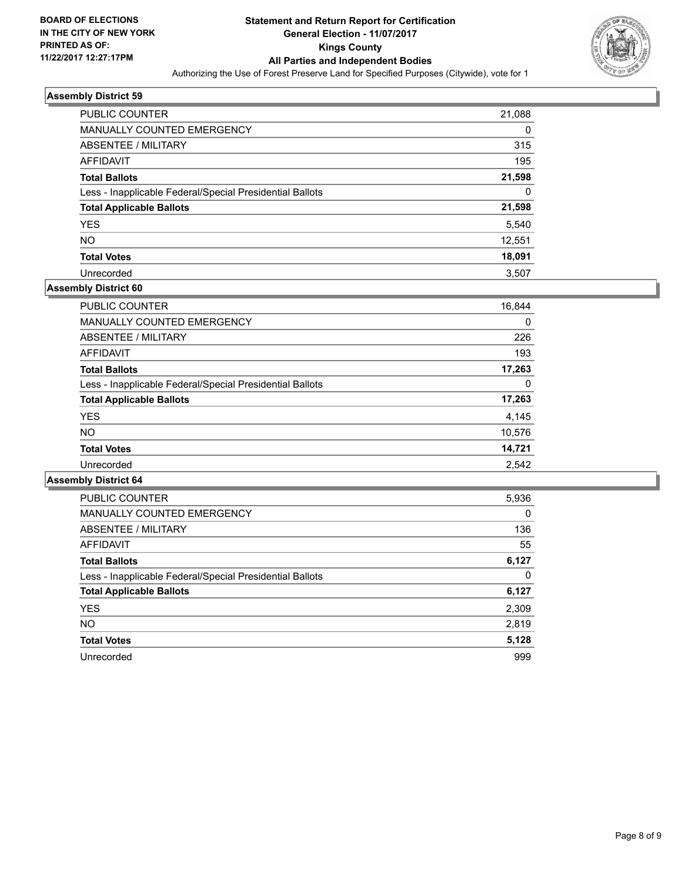**BOARD OF ELECTIONS IN THE CITY OF NEW YORK PRINTED AS OF: 11/22/2017 12:27:17PM**

# Statement and Return Report for Certification
## General Election - 11/07/2017
## Kings County
## All Parties and Independent Bodies
### Authorizing the Use of Forest Preserve Land for Specified Purposes (Citywide), vote for 1

### Assembly District 59

| | |
|---|---|
| PUBLIC COUNTER | 21,088 |
| MANUALLY COUNTED EMERGENCY | 0 |
| ABSENTEE / MILITARY | 315 |
| AFFIDAVIT | 195 |
| **Total Ballots** | **21,598** |
| Less - Inapplicable Federal/Special Presidential Ballots | 0 |
| **Total Applicable Ballots** | **21,598** |
| YES | 5,540 |
| NO | 12,551 |
| **Total Votes** | **18,091** |
| Unrecorded | 3,507 |

### Assembly District 60

| | |
|---|---|
| PUBLIC COUNTER | 16,844 |
| MANUALLY COUNTED EMERGENCY | 0 |
| ABSENTEE / MILITARY | 226 |
| AFFIDAVIT | 193 |
| **Total Ballots** | **17,263** |
| Less - Inapplicable Federal/Special Presidential Ballots | 0 |
| **Total Applicable Ballots** | **17,263** |
| YES | 4,145 |
| NO | 10,576 |
| **Total Votes** | **14,721** |
| Unrecorded | 2,542 |

### Assembly District 64

| | |
|---|---|
| PUBLIC COUNTER | 5,936 |
| MANUALLY COUNTED EMERGENCY | 0 |
| ABSENTEE / MILITARY | 136 |
| AFFIDAVIT | 55 |
| **Total Ballots** | **6,127** |
| Less - Inapplicable Federal/Special Presidential Ballots | 0 |
| **Total Applicable Ballots** | **6,127** |
| YES | 2,309 |
| NO | 2,819 |
| **Total Votes** | **5,128** |
| Unrecorded | 999 |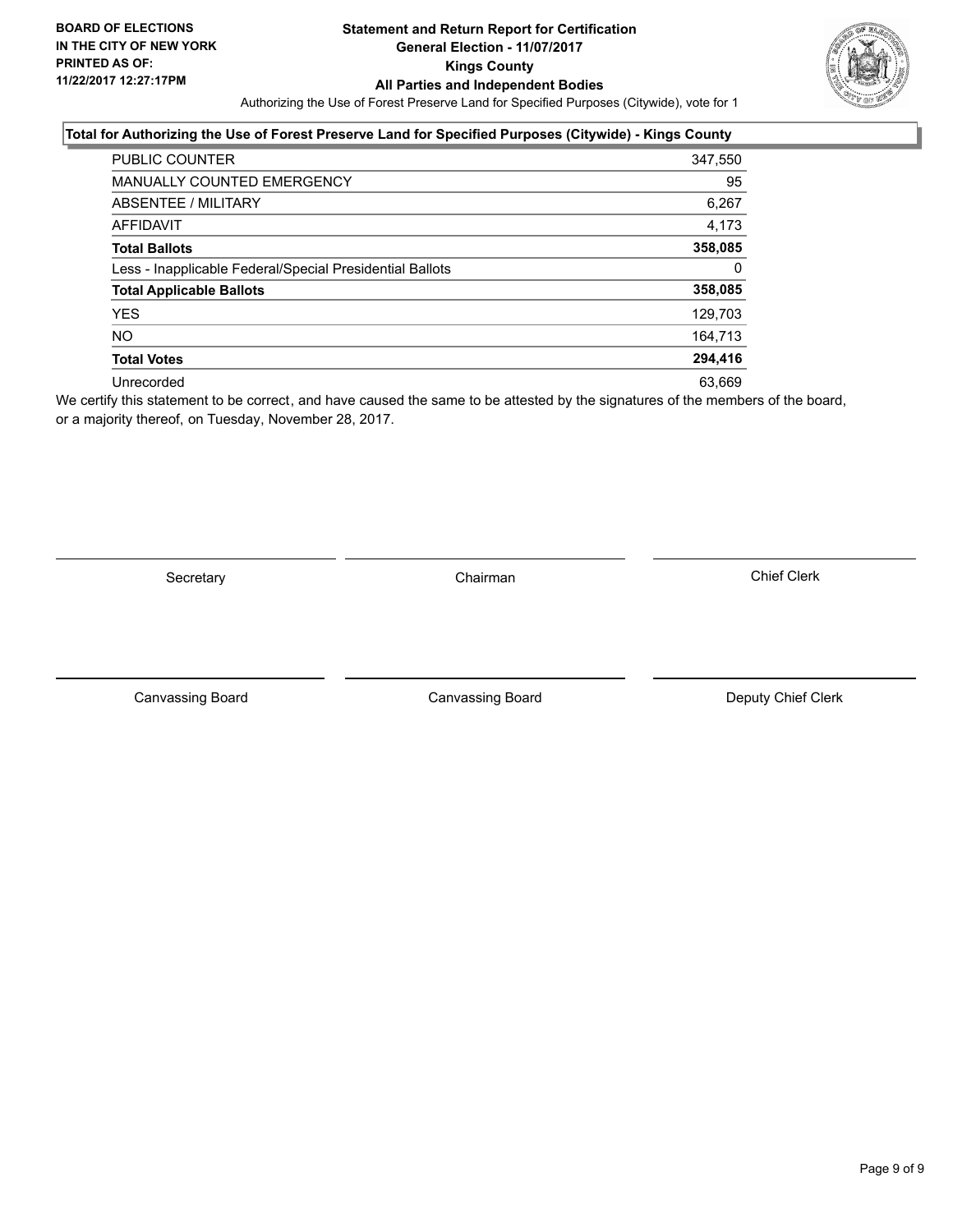**BOARD OF ELECTIONS IN THE CITY OF NEW YORK PRINTED AS OF: 11/22/2017 12:27:17PM**

**Statement and Return Report for Certification**
**General Election - 11/07/2017**
**Kings County**
**All Parties and Independent Bodies**
Authorizing the Use of Forest Preserve Land for Specified Purposes (Citywide), vote for 1

**Total for Authorizing the Use of Forest Preserve Land for Specified Purposes (Citywide) - Kings County**

| | |
|---|---|
| PUBLIC COUNTER | 347,550 |
| MANUALLY COUNTED EMERGENCY | 95 |
| ABSENTEE / MILITARY | 6,267 |
| AFFIDAVIT | 4,173 |
| **Total Ballots** | **358,085** |
| Less - Inapplicable Federal/Special Presidential Ballots | 0 |
| **Total Applicable Ballots** | **358,085** |
| YES | 129,703 |
| NO | 164,713 |
| **Total Votes** | **294,416** |
| Unrecorded | 63,669 |

We certify this statement to be correct, and have caused the same to be attested by the signatures of the members of the board, or a majority thereof, on Tuesday, November 28, 2017.

Secretary

Chairman

Chief Clerk

Canvassing Board

Canvassing Board

Deputy Chief Clerk